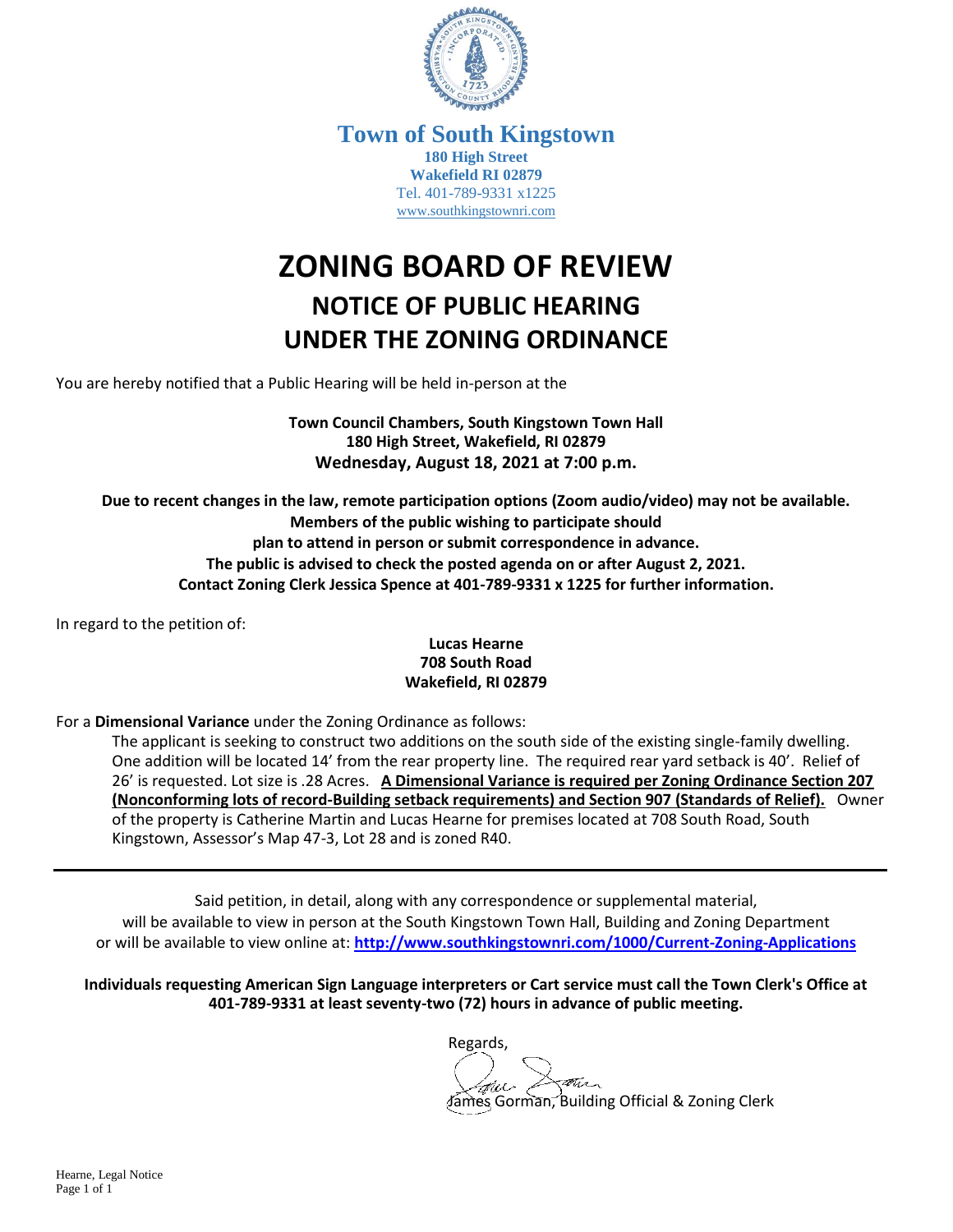# Town of South Kingstown

**180 High Street**
**Wakefield RI 02879**
Tel. 401-789-9331 x1225
www.southkingstownri.com

# ZONING BOARD OF REVIEW

## NOTICE OF PUBLIC HEARING UNDER THE ZONING ORDINANCE

You are hereby notified that a Public Hearing will be held in-person at the

**Town Council Chambers, South Kingstown Town Hall**
**180 High Street, Wakefield, RI 02879**
**Wednesday, August 18, 2021 at 7:00 p.m.**

**Due to recent changes in the law, remote participation options (Zoom audio/video) may not be available. Members of the public wishing to participate should plan to attend in person or submit correspondence in advance. The public is advised to check the posted agenda on or after August 2, 2021. Contact Zoning Clerk Jessica Spence at 401-789-9331 x 1225 for further information.**

In regard to the petition of:

**Lucas Hearne**
**708 South Road**
**Wakefield, RI 02879**

For a **Dimensional Variance** under the Zoning Ordinance as follows:

The applicant is seeking to construct two additions on the south side of the existing single-family dwelling. One addition will be located 14' from the rear property line. The required rear yard setback is 40'. Relief of 26' is requested. Lot size is .28 Acres. **A Dimensional Variance is required per Zoning Ordinance Section 207 (Nonconforming lots of record-Building setback requirements) and Section 907 (Standards of Relief).** Owner of the property is Catherine Martin and Lucas Hearne for premises located at 708 South Road, South Kingstown, Assessor's Map 47-3, Lot 28 and is zoned R40.

---

Said petition, in detail, along with any correspondence or supplemental material, will be available to view in person at the South Kingstown Town Hall, Building and Zoning Department or will be available to view online at: **http://www.southkingstownri.com/1000/Current-Zoning-Applications**

**Individuals requesting American Sign Language interpreters or Cart service must call the Town Clerk's Office at 401-789-9331 at least seventy-two (72) hours in advance of public meeting.**

Regards,

James Gorman, Building Official & Zoning Clerk

Hearne, Legal Notice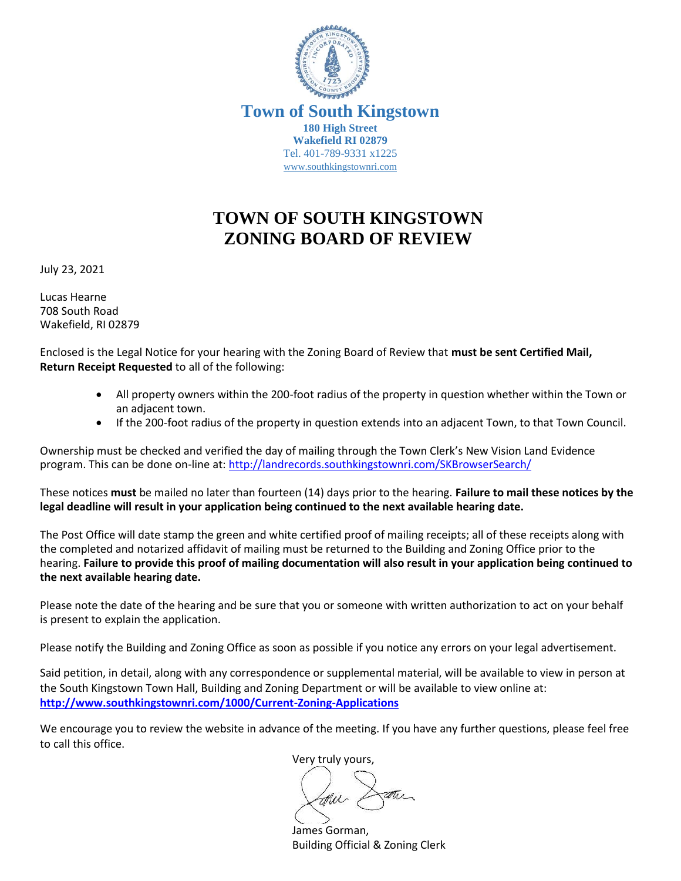**Town of South Kingstown**
**180 High Street**
**Wakefield RI 02879**
Tel. 401-789-9331 x1225
www.southkingstownri.com

# TOWN OF SOUTH KINGSTOWN
# ZONING BOARD OF REVIEW

July 23, 2021

Lucas Hearne
708 South Road
Wakefield, RI 02879

Enclosed is the Legal Notice for your hearing with the Zoning Board of Review that **must be sent Certified Mail, Return Receipt Requested** to all of the following:

- All property owners within the 200-foot radius of the property in question whether within the Town or an adjacent town.
- If the 200-foot radius of the property in question extends into an adjacent Town, to that Town Council.

Ownership must be checked and verified the day of mailing through the Town Clerk's New Vision Land Evidence program. This can be done on-line at: http://landrecords.southkingstownri.com/SKBrowserSearch/

These notices **must** be mailed no later than fourteen (14) days prior to the hearing. **Failure to mail these notices by the legal deadline will result in your application being continued to the next available hearing date.**

The Post Office will date stamp the green and white certified proof of mailing receipts; all of these receipts along with the completed and notarized affidavit of mailing must be returned to the Building and Zoning Office prior to the hearing. **Failure to provide this proof of mailing documentation will also result in your application being continued to the next available hearing date.**

Please note the date of the hearing and be sure that you or someone with written authorization to act on your behalf is present to explain the application.

Please notify the Building and Zoning Office as soon as possible if you notice any errors on your legal advertisement.

Said petition, in detail, along with any correspondence or supplemental material, will be available to view in person at the South Kingstown Town Hall, Building and Zoning Department or will be available to view online at: **http://www.southkingstownri.com/1000/Current-Zoning-Applications**

We encourage you to review the website in advance of the meeting. If you have any further questions, please feel free to call this office.

Very truly yours,

James Gorman,
Building Official & Zoning Clerk